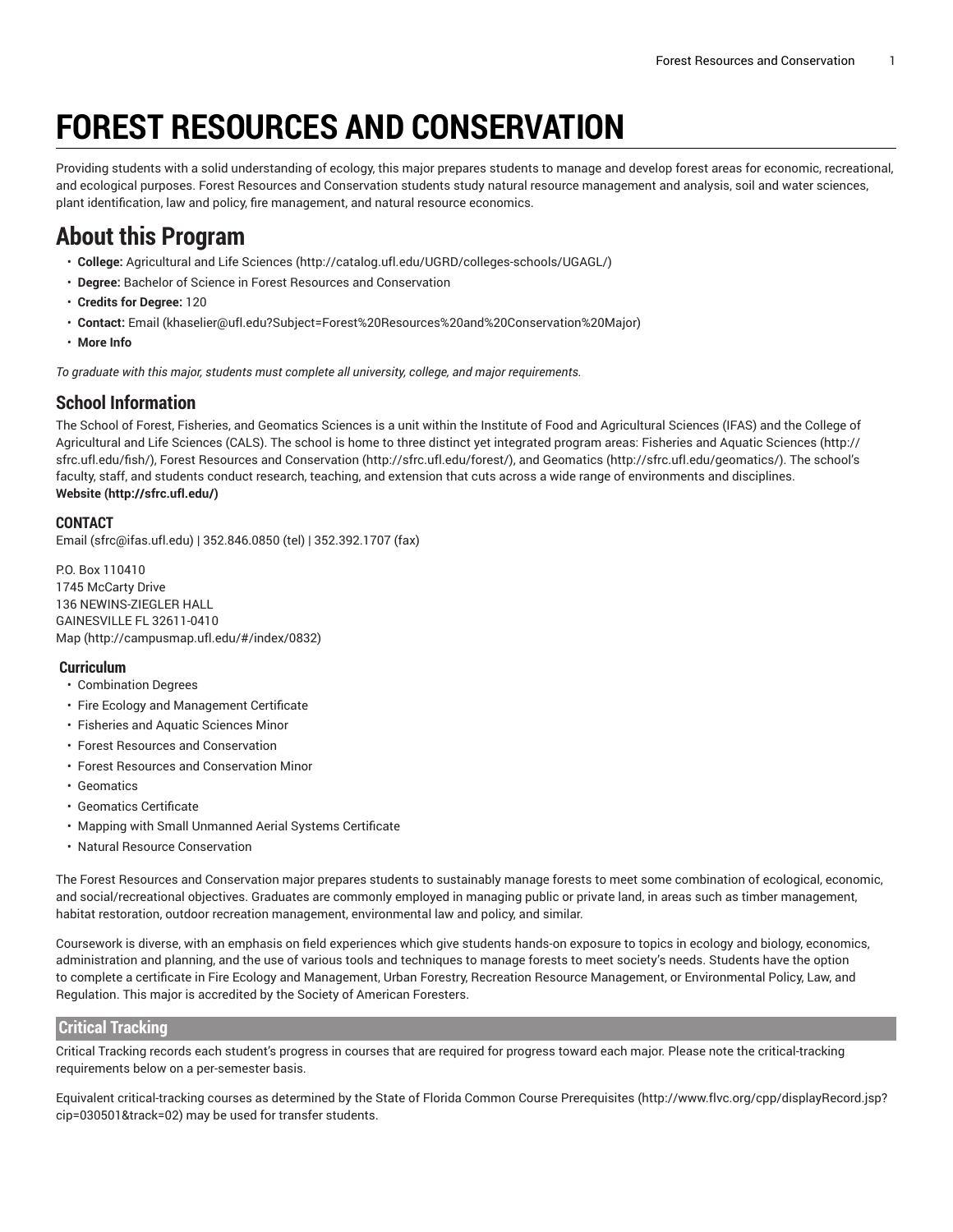# FOREST RESOURCES AND CONSERVATION

Providing students with a solid understanding of ecology, this major prepares students to manage and develop forest areas for economic, recreational, and ecological purposes. Forest Resources and Conservation students study natural resource management and analysis, soil and water sciences, plant identification, law and policy, fire management, and natural resource economics.

## About this Program

- **College:** Agricultural and Life Sciences (http://catalog.ufl.edu/UGRD/colleges-schools/UGAGL/)
- **Degree:** Bachelor of Science in Forest Resources and Conservation
- **Credits for Degree:** 120
- **Contact:** Email (khaselier@ufl.edu?Subject=Forest%20Resources%20and%20Conservation%20Major)
- **More Info**

*To graduate with this major, students must complete all university, college, and major requirements.*

### School Information

The School of Forest, Fisheries, and Geomatics Sciences is a unit within the Institute of Food and Agricultural Sciences (IFAS) and the College of Agricultural and Life Sciences (CALS). The school is home to three distinct yet integrated program areas: Fisheries and Aquatic Sciences (http://sfrc.ufl.edu/fish/), Forest Resources and Conservation (http://sfrc.ufl.edu/forest/), and Geomatics (http://sfrc.ufl.edu/geomatics/). The school's faculty, staff, and students conduct research, teaching, and extension that cuts across a wide range of environments and disciplines.
**Website (http://sfrc.ufl.edu/)**

#### CONTACT

Email (sfrc@ifas.ufl.edu) | 352.846.0850 (tel) | 352.392.1707 (fax)

P.O. Box 110410
1745 McCarty Drive
136 NEWINS-ZIEGLER HALL
GAINESVILLE FL 32611-0410
Map (http://campusmap.ufl.edu/#/index/0832)

#### Curriculum

- Combination Degrees
- Fire Ecology and Management Certificate
- Fisheries and Aquatic Sciences Minor
- Forest Resources and Conservation
- Forest Resources and Conservation Minor
- Geomatics
- Geomatics Certificate
- Mapping with Small Unmanned Aerial Systems Certificate
- Natural Resource Conservation

The Forest Resources and Conservation major prepares students to sustainably manage forests to meet some combination of ecological, economic, and social/recreational objectives. Graduates are commonly employed in managing public or private land, in areas such as timber management, habitat restoration, outdoor recreation management, environmental law and policy, and similar.

Coursework is diverse, with an emphasis on field experiences which give students hands-on exposure to topics in ecology and biology, economics, administration and planning, and the use of various tools and techniques to manage forests to meet society's needs. Students have the option to complete a certificate in Fire Ecology and Management, Urban Forestry, Recreation Resource Management, or Environmental Policy, Law, and Regulation. This major is accredited by the Society of American Foresters.

### Critical Tracking

Critical Tracking records each student's progress in courses that are required for progress toward each major. Please note the critical-tracking requirements below on a per-semester basis.

Equivalent critical-tracking courses as determined by the State of Florida Common Course Prerequisites (http://www.flvc.org/cpp/displayRecord.jsp?cip=030501&track=02) may be used for transfer students.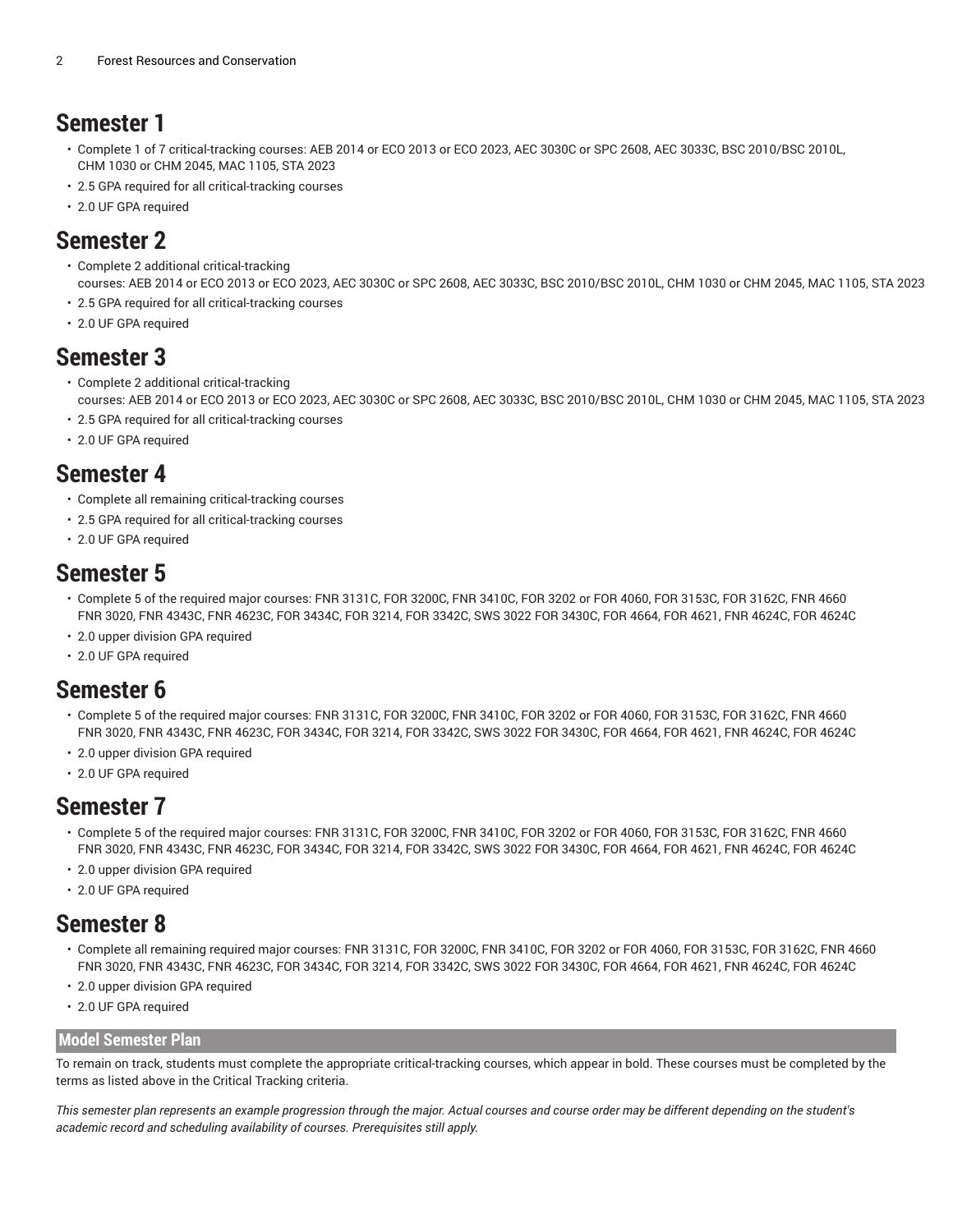## Semester 1

- Complete 1 of 7 critical-tracking courses: AEB 2014 or ECO 2013 or ECO 2023, AEC 3030C or SPC 2608, AEC 3033C, BSC 2010/BSC 2010L, CHM 1030 or CHM 2045, MAC 1105, STA 2023
- 2.5 GPA required for all critical-tracking courses
- 2.0 UF GPA required

## Semester 2

- Complete 2 additional critical-tracking courses: AEB 2014 or ECO 2013 or ECO 2023, AEC 3030C or SPC 2608, AEC 3033C, BSC 2010/BSC 2010L, CHM 1030 or CHM 2045, MAC 1105, STA 2023
- 2.5 GPA required for all critical-tracking courses
- 2.0 UF GPA required

## Semester 3

- Complete 2 additional critical-tracking courses: AEB 2014 or ECO 2013 or ECO 2023, AEC 3030C or SPC 2608, AEC 3033C, BSC 2010/BSC 2010L, CHM 1030 or CHM 2045, MAC 1105, STA 2023
- 2.5 GPA required for all critical-tracking courses
- 2.0 UF GPA required

## Semester 4

- Complete all remaining critical-tracking courses
- 2.5 GPA required for all critical-tracking courses
- 2.0 UF GPA required

## Semester 5

- Complete 5 of the required major courses: FNR 3131C, FOR 3200C, FNR 3410C, FOR 3202 or FOR 4060, FOR 3153C, FOR 3162C, FNR 4660 FNR 3020, FNR 4343C, FNR 4623C, FOR 3434C, FOR 3214, FOR 3342C, SWS 3022 FOR 3430C, FOR 4664, FOR 4621, FNR 4624C, FOR 4624C
- 2.0 upper division GPA required
- 2.0 UF GPA required

## Semester 6

- Complete 5 of the required major courses: FNR 3131C, FOR 3200C, FNR 3410C, FOR 3202 or FOR 4060, FOR 3153C, FOR 3162C, FNR 4660 FNR 3020, FNR 4343C, FNR 4623C, FOR 3434C, FOR 3214, FOR 3342C, SWS 3022 FOR 3430C, FOR 4664, FOR 4621, FNR 4624C, FOR 4624C
- 2.0 upper division GPA required
- 2.0 UF GPA required

## Semester 7

- Complete 5 of the required major courses: FNR 3131C, FOR 3200C, FNR 3410C, FOR 3202 or FOR 4060, FOR 3153C, FOR 3162C, FNR 4660 FNR 3020, FNR 4343C, FNR 4623C, FOR 3434C, FOR 3214, FOR 3342C, SWS 3022 FOR 3430C, FOR 4664, FOR 4621, FNR 4624C, FOR 4624C
- 2.0 upper division GPA required
- 2.0 UF GPA required

## Semester 8

- Complete all remaining required major courses: FNR 3131C, FOR 3200C, FNR 3410C, FOR 3202 or FOR 4060, FOR 3153C, FOR 3162C, FNR 4660 FNR 3020, FNR 4343C, FNR 4623C, FOR 3434C, FOR 3214, FOR 3342C, SWS 3022 FOR 3430C, FOR 4664, FOR 4621, FNR 4624C, FOR 4624C
- 2.0 upper division GPA required
- 2.0 UF GPA required

### Model Semester Plan

To remain on track, students must complete the appropriate critical-tracking courses, which appear in bold. These courses must be completed by the terms as listed above in the Critical Tracking criteria.

*This semester plan represents an example progression through the major. Actual courses and course order may be different depending on the student's academic record and scheduling availability of courses. Prerequisites still apply.*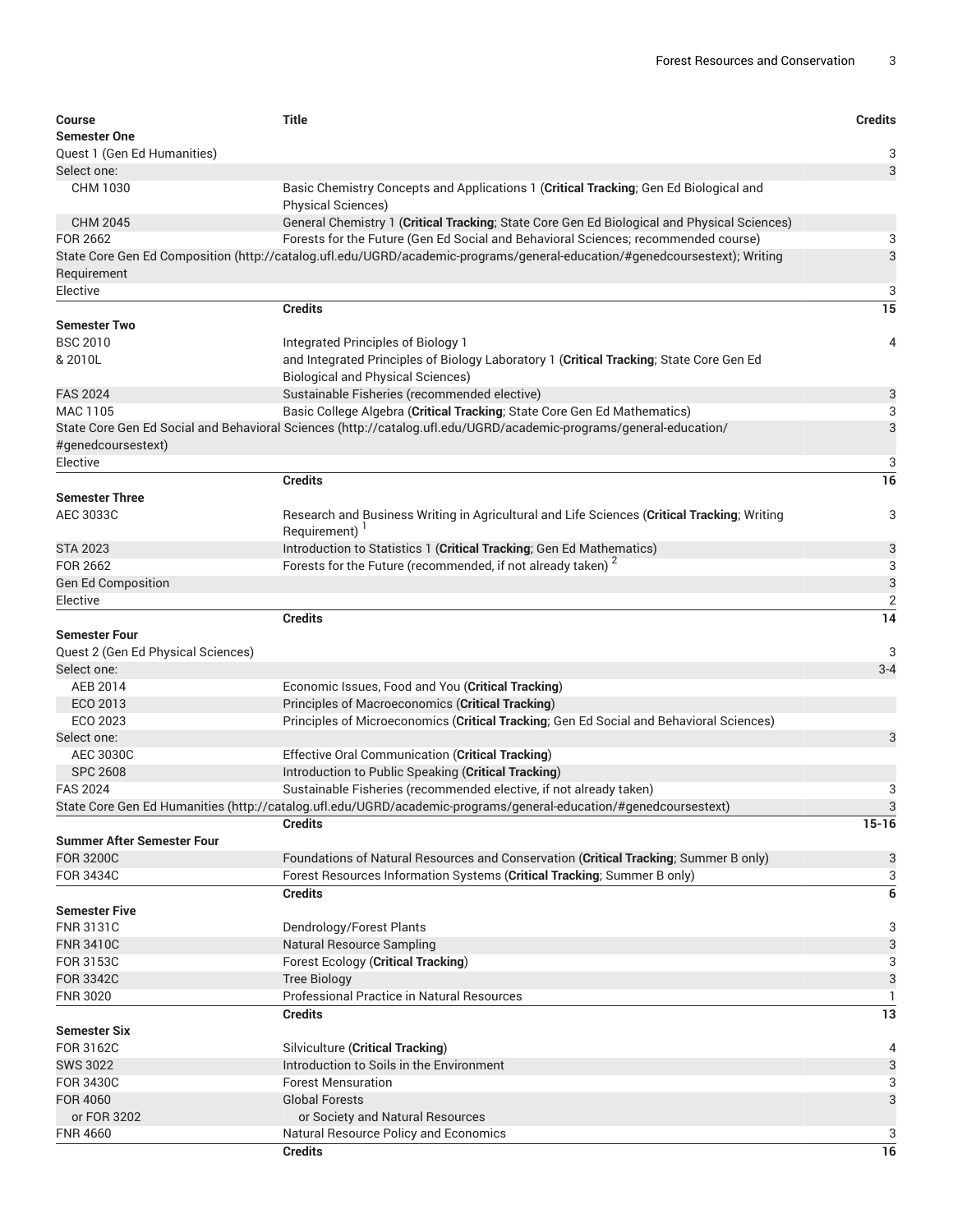| Course | Title | Credits |
|---|---|---|
| **Semester One** | | |
| Quest 1 (Gen Ed Humanities) | | 3 |
| Select one: | | 3 |
| CHM 1030 | Basic Chemistry Concepts and Applications 1 (**Critical Tracking**; Gen Ed Biological and Physical Sciences) | |
| CHM 2045 | General Chemistry 1 (**Critical Tracking**; State Core Gen Ed Biological and Physical Sciences) | |
| FOR 2662 | Forests for the Future (Gen Ed Social and Behavioral Sciences; recommended course) | 3 |
| State Core Gen Ed Composition (http://catalog.ufl.edu/UGRD/academic-programs/general-education/#genedcoursestext); Writing Requirement | | 3 |
| Elective | | 3 |
| | **Credits** | **15** |
| **Semester Two** | | |
| BSC 2010 | Integrated Principles of Biology 1 | 4 |
| & 2010L | and Integrated Principles of Biology Laboratory 1 (**Critical Tracking**; State Core Gen Ed Biological and Physical Sciences) | |
| FAS 2024 | Sustainable Fisheries (recommended elective) | 3 |
| MAC 1105 | Basic College Algebra (**Critical Tracking**; State Core Gen Ed Mathematics) | 3 |
| State Core Gen Ed Social and Behavioral Sciences (http://catalog.ufl.edu/UGRD/academic-programs/general-education/#genedcoursestext) | | 3 |
| Elective | | 3 |
| | **Credits** | **16** |
| **Semester Three** | | |
| AEC 3033C | Research and Business Writing in Agricultural and Life Sciences (**Critical Tracking**; Writing Requirement) [1] | 3 |
| STA 2023 | Introduction to Statistics 1 (**Critical Tracking**; Gen Ed Mathematics) | 3 |
| FOR 2662 | Forests for the Future (recommended, if not already taken) [2] | 3 |
| Gen Ed Composition | | 3 |
| Elective | | 2 |
| | **Credits** | **14** |
| **Semester Four** | | |
| Quest 2 (Gen Ed Physical Sciences) | | 3 |
| Select one: | | 3-4 |
| AEB 2014 | Economic Issues, Food and You (**Critical Tracking**) | |
| ECO 2013 | Principles of Macroeconomics (**Critical Tracking**) | |
| ECO 2023 | Principles of Microeconomics (**Critical Tracking**; Gen Ed Social and Behavioral Sciences) | |
| Select one: | | 3 |
| AEC 3030C | Effective Oral Communication (**Critical Tracking**) | |
| SPC 2608 | Introduction to Public Speaking (**Critical Tracking**) | |
| FAS 2024 | Sustainable Fisheries (recommended elective, if not already taken) | 3 |
| State Core Gen Ed Humanities (http://catalog.ufl.edu/UGRD/academic-programs/general-education/#genedcoursestext) | | 3 |
| | **Credits** | **15-16** |
| **Summer After Semester Four** | | |
| FOR 3200C | Foundations of Natural Resources and Conservation (**Critical Tracking**; Summer B only) | 3 |
| FOR 3434C | Forest Resources Information Systems (**Critical Tracking**; Summer B only) | 3 |
| | **Credits** | **6** |
| **Semester Five** | | |
| FNR 3131C | Dendrology/Forest Plants | 3 |
| FNR 3410C | Natural Resource Sampling | 3 |
| FOR 3153C | Forest Ecology (**Critical Tracking**) | 3 |
| FOR 3342C | Tree Biology | 3 |
| FNR 3020 | Professional Practice in Natural Resources | 1 |
| | **Credits** | **13** |
| **Semester Six** | | |
| FOR 3162C | Silviculture (**Critical Tracking**) | 4 |
| SWS 3022 | Introduction to Soils in the Environment | 3 |
| FOR 3430C | Forest Mensuration | 3 |
| FOR 4060 | Global Forests | 3 |
| or FOR 3202 | or Society and Natural Resources | |
| FNR 4660 | Natural Resource Policy and Economics | 3 |
| | **Credits** | **16** |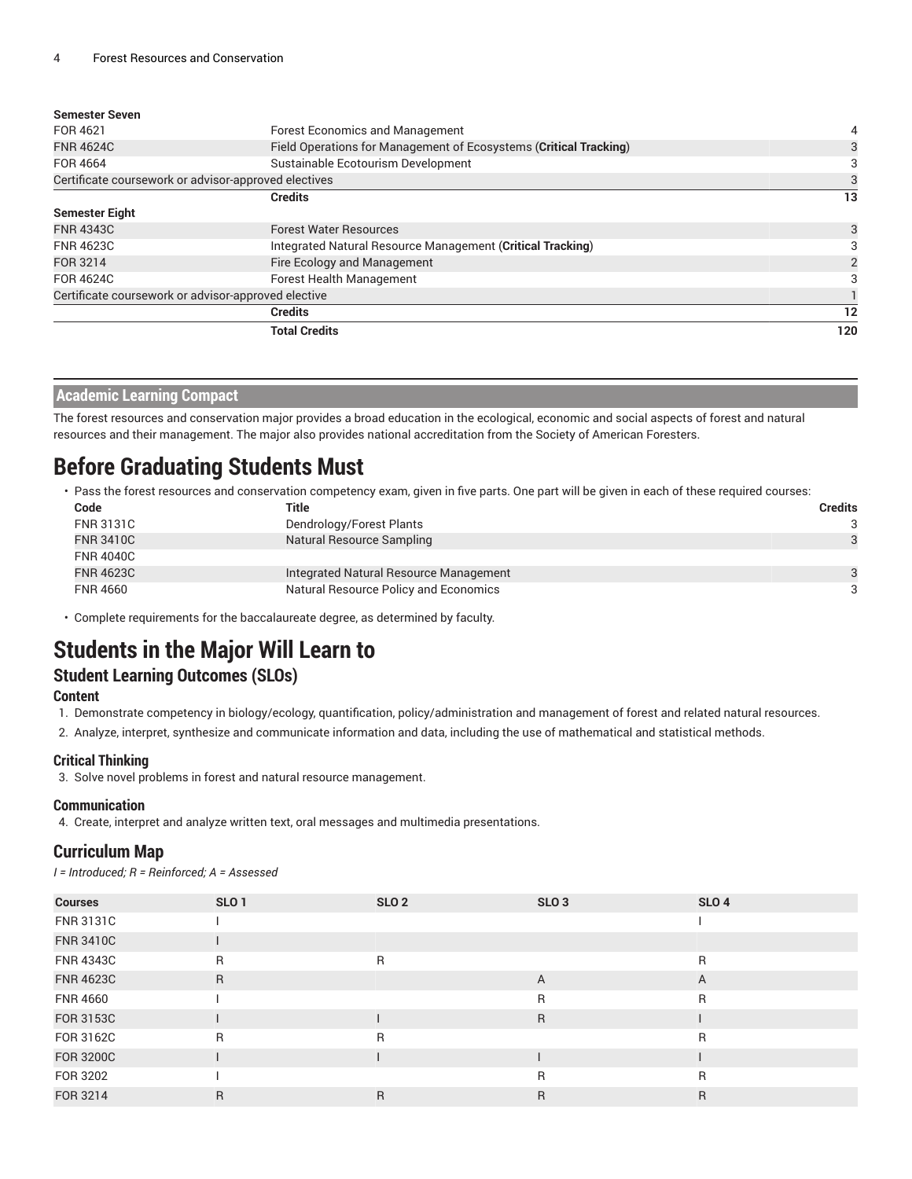| | | |
|---|---|---|
| **Semester Seven** | | |
| FOR 4621 | Forest Economics and Management | 4 |
| FNR 4624C | Field Operations for Management of Ecosystems (**Critical Tracking**) | 3 |
| FOR 4664 | Sustainable Ecotourism Development | 3 |
| Certificate coursework or advisor-approved electives | | 3 |
| | **Credits** | **13** |
| **Semester Eight** | | |
| FNR 4343C | Forest Water Resources | 3 |
| FNR 4623C | Integrated Natural Resource Management (**Critical Tracking**) | 3 |
| FOR 3214 | Fire Ecology and Management | 2 |
| FOR 4624C | Forest Health Management | 3 |
| Certificate coursework or advisor-approved elective | | 1 |
| | **Credits** | **12** |
| | **Total Credits** | **120** |

## Academic Learning Compact

The forest resources and conservation major provides a broad education in the ecological, economic and social aspects of forest and natural resources and their management. The major also provides national accreditation from the Society of American Foresters.

# Before Graduating Students Must

- Pass the forest resources and conservation competency exam, given in five parts. One part will be given in each of these required courses:

| Code | Title | Credits |
|---|---|---|
| FNR 3131C | Dendrology/Forest Plants | 3 |
| FNR 3410C | Natural Resource Sampling | 3 |
| FNR 4040C | | |
| FNR 4623C | Integrated Natural Resource Management | 3 |
| FNR 4660 | Natural Resource Policy and Economics | 3 |

- Complete requirements for the baccalaureate degree, as determined by faculty.

# Students in the Major Will Learn to

## Student Learning Outcomes (SLOs)

### Content

1. Demonstrate competency in biology/ecology, quantification, policy/administration and management of forest and related natural resources.
2. Analyze, interpret, synthesize and communicate information and data, including the use of mathematical and statistical methods.

### Critical Thinking

3. Solve novel problems in forest and natural resource management.

### Communication

4. Create, interpret and analyze written text, oral messages and multimedia presentations.

## Curriculum Map

*I = Introduced; R = Reinforced; A = Assessed*

| Courses | SLO 1 | SLO 2 | SLO 3 | SLO 4 |
|---|---|---|---|---|
| FNR 3131C | I | | | I |
| FNR 3410C | I | | | |
| FNR 4343C | R | R | | R |
| FNR 4623C | R | | A | A |
| FNR 4660 | I | | R | R |
| FOR 3153C | I | I | R | I |
| FOR 3162C | R | R | | R |
| FOR 3200C | I | I | I | I |
| FOR 3202 | I | | R | R |
| FOR 3214 | R | R | R | R |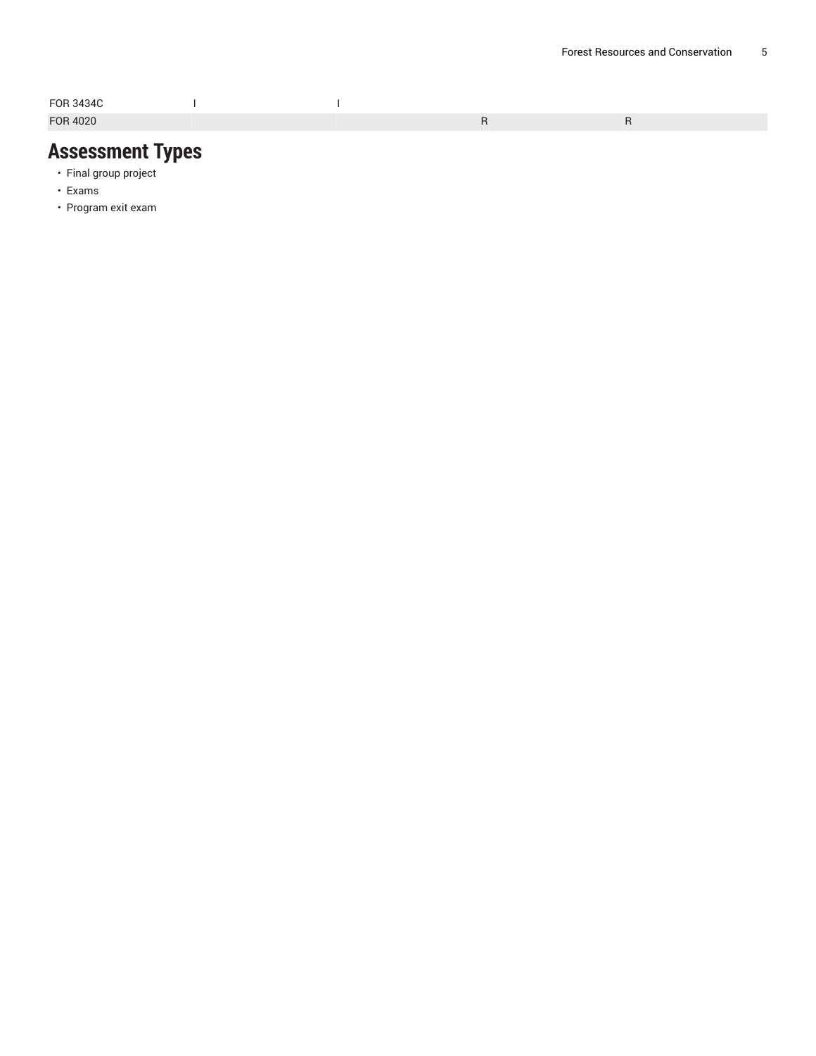| | | | | |
|---|---|---|---|---|
| FOR 3434C | I | I | | |
| FOR 4020 | | | R | R |

## Assessment Types

- Final group project
- Exams
- Program exit exam